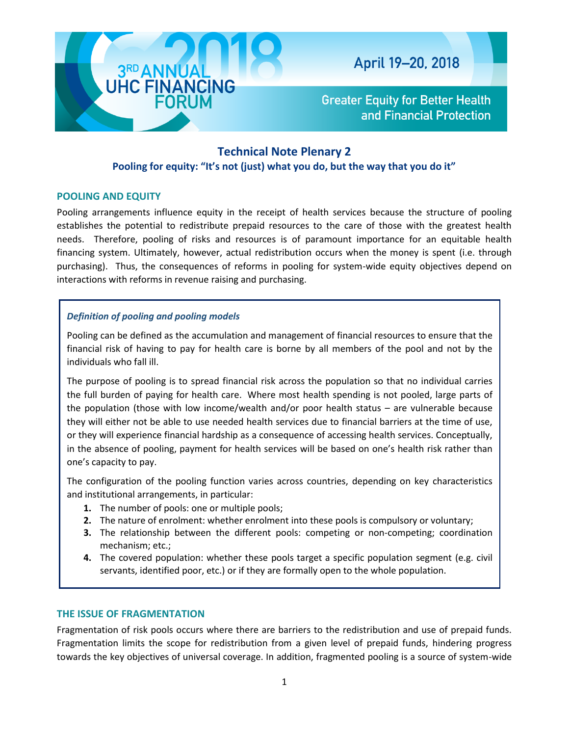# 3RD ANNUAL UHC FINANCING FORUM 2018

April 19–20, 2018

Greater Equity for Better Health and Financial Protection

## Technical Note Plenary 2

### Pooling for equity: "It's not (just) what you do, but the way that you do it"

## POOLING AND EQUITY

Pooling arrangements influence equity in the receipt of health services because the structure of pooling establishes the potential to redistribute prepaid resources to the care of those with the greatest health needs. Therefore, pooling of risks and resources is of paramount importance for an equitable health financing system. Ultimately, however, actual redistribution occurs when the money is spent (i.e. through purchasing). Thus, the consequences of reforms in pooling for system-wide equity objectives depend on interactions with reforms in revenue raising and purchasing.

> ***Definition of pooling and pooling models***
>
> Pooling can be defined as the accumulation and management of financial resources to ensure that the financial risk of having to pay for health care is borne by all members of the pool and not by the individuals who fall ill.
>
> The purpose of pooling is to spread financial risk across the population so that no individual carries the full burden of paying for health care. Where most health spending is not pooled, large parts of the population (those with low income/wealth and/or poor health status – are vulnerable because they will either not be able to use needed health services due to financial barriers at the time of use, or they will experience financial hardship as a consequence of accessing health services. Conceptually, in the absence of pooling, payment for health services will be based on one's health risk rather than one's capacity to pay.
>
> The configuration of the pooling function varies across countries, depending on key characteristics and institutional arrangements, in particular:
>
> 1. The number of pools: one or multiple pools;
> 2. The nature of enrolment: whether enrolment into these pools is compulsory or voluntary;
> 3. The relationship between the different pools: competing or non-competing; coordination mechanism; etc.;
> 4. The covered population: whether these pools target a specific population segment (e.g. civil servants, identified poor, etc.) or if they are formally open to the whole population.

## THE ISSUE OF FRAGMENTATION

Fragmentation of risk pools occurs where there are barriers to the redistribution and use of prepaid funds. Fragmentation limits the scope for redistribution from a given level of prepaid funds, hindering progress towards the key objectives of universal coverage. In addition, fragmented pooling is a source of system-wide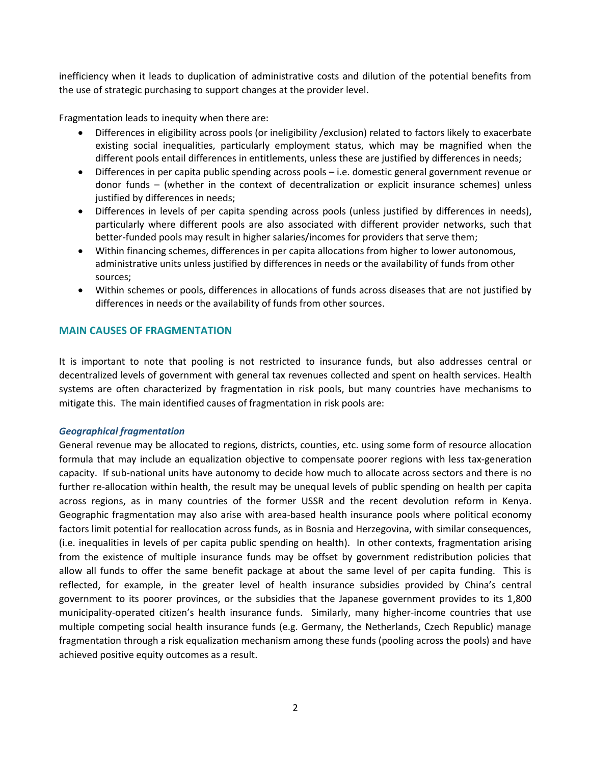inefficiency when it leads to duplication of administrative costs and dilution of the potential benefits from the use of strategic purchasing to support changes at the provider level.

Fragmentation leads to inequity when there are:

- Differences in eligibility across pools (or ineligibility /exclusion) related to factors likely to exacerbate existing social inequalities, particularly employment status, which may be magnified when the different pools entail differences in entitlements, unless these are justified by differences in needs;
- Differences in per capita public spending across pools – i.e. domestic general government revenue or donor funds – (whether in the context of decentralization or explicit insurance schemes) unless justified by differences in needs;
- Differences in levels of per capita spending across pools (unless justified by differences in needs), particularly where different pools are also associated with different provider networks, such that better-funded pools may result in higher salaries/incomes for providers that serve them;
- Within financing schemes, differences in per capita allocations from higher to lower autonomous, administrative units unless justified by differences in needs or the availability of funds from other sources;
- Within schemes or pools, differences in allocations of funds across diseases that are not justified by differences in needs or the availability of funds from other sources.

## MAIN CAUSES OF FRAGMENTATION

It is important to note that pooling is not restricted to insurance funds, but also addresses central or decentralized levels of government with general tax revenues collected and spent on health services. Health systems are often characterized by fragmentation in risk pools, but many countries have mechanisms to mitigate this. The main identified causes of fragmentation in risk pools are:

### *Geographical fragmentation*

General revenue may be allocated to regions, districts, counties, etc. using some form of resource allocation formula that may include an equalization objective to compensate poorer regions with less tax-generation capacity. If sub-national units have autonomy to decide how much to allocate across sectors and there is no further re-allocation within health, the result may be unequal levels of public spending on health per capita across regions, as in many countries of the former USSR and the recent devolution reform in Kenya. Geographic fragmentation may also arise with area-based health insurance pools where political economy factors limit potential for reallocation across funds, as in Bosnia and Herzegovina, with similar consequences, (i.e. inequalities in levels of per capita public spending on health). In other contexts, fragmentation arising from the existence of multiple insurance funds may be offset by government redistribution policies that allow all funds to offer the same benefit package at about the same level of per capita funding. This is reflected, for example, in the greater level of health insurance subsidies provided by China's central government to its poorer provinces, or the subsidies that the Japanese government provides to its 1,800 municipality-operated citizen's health insurance funds. Similarly, many higher-income countries that use multiple competing social health insurance funds (e.g. Germany, the Netherlands, Czech Republic) manage fragmentation through a risk equalization mechanism among these funds (pooling across the pools) and have achieved positive equity outcomes as a result.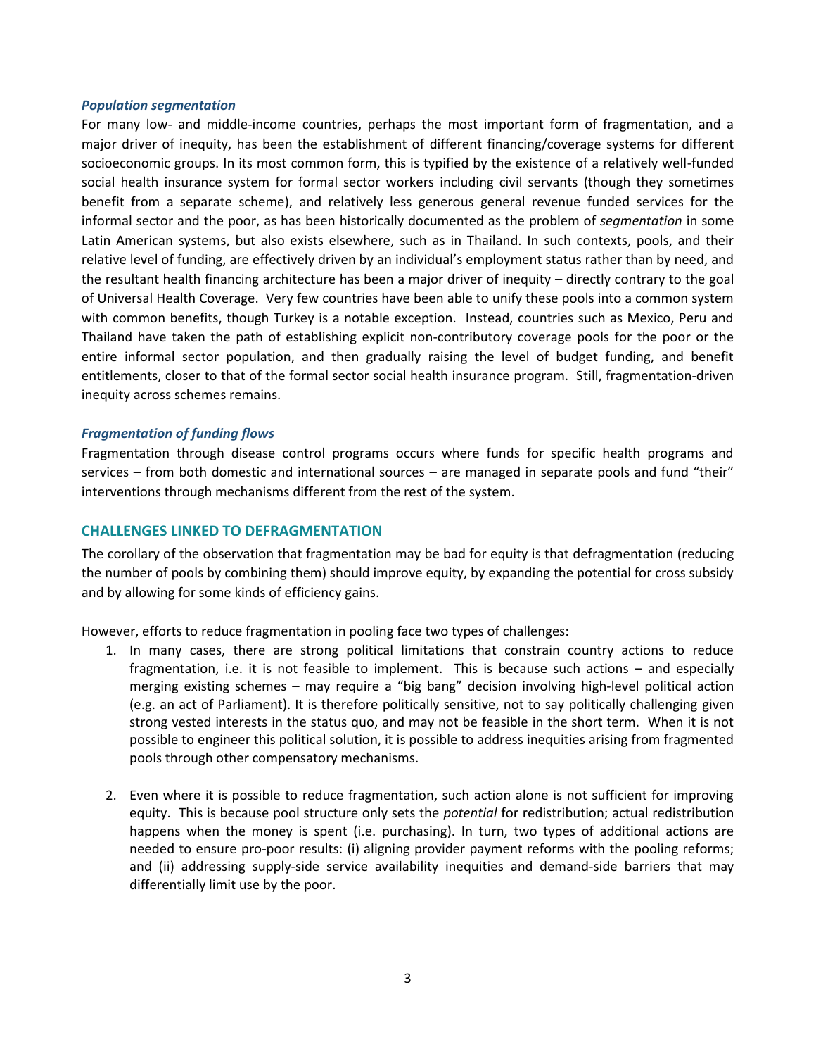### *Population segmentation*

For many low- and middle-income countries, perhaps the most important form of fragmentation, and a major driver of inequity, has been the establishment of different financing/coverage systems for different socioeconomic groups. In its most common form, this is typified by the existence of a relatively well-funded social health insurance system for formal sector workers including civil servants (though they sometimes benefit from a separate scheme), and relatively less generous general revenue funded services for the informal sector and the poor, as has been historically documented as the problem of *segmentation* in some Latin American systems, but also exists elsewhere, such as in Thailand. In such contexts, pools, and their relative level of funding, are effectively driven by an individual's employment status rather than by need, and the resultant health financing architecture has been a major driver of inequity – directly contrary to the goal of Universal Health Coverage. Very few countries have been able to unify these pools into a common system with common benefits, though Turkey is a notable exception. Instead, countries such as Mexico, Peru and Thailand have taken the path of establishing explicit non-contributory coverage pools for the poor or the entire informal sector population, and then gradually raising the level of budget funding, and benefit entitlements, closer to that of the formal sector social health insurance program. Still, fragmentation-driven inequity across schemes remains.

### *Fragmentation of funding flows*

Fragmentation through disease control programs occurs where funds for specific health programs and services – from both domestic and international sources – are managed in separate pools and fund "their" interventions through mechanisms different from the rest of the system.

## CHALLENGES LINKED TO DEFRAGMENTATION

The corollary of the observation that fragmentation may be bad for equity is that defragmentation (reducing the number of pools by combining them) should improve equity, by expanding the potential for cross subsidy and by allowing for some kinds of efficiency gains.

However, efforts to reduce fragmentation in pooling face two types of challenges:

1. In many cases, there are strong political limitations that constrain country actions to reduce fragmentation, i.e. it is not feasible to implement. This is because such actions – and especially merging existing schemes – may require a "big bang" decision involving high-level political action (e.g. an act of Parliament). It is therefore politically sensitive, not to say politically challenging given strong vested interests in the status quo, and may not be feasible in the short term. When it is not possible to engineer this political solution, it is possible to address inequities arising from fragmented pools through other compensatory mechanisms.

2. Even where it is possible to reduce fragmentation, such action alone is not sufficient for improving equity. This is because pool structure only sets the *potential* for redistribution; actual redistribution happens when the money is spent (i.e. purchasing). In turn, two types of additional actions are needed to ensure pro-poor results: (i) aligning provider payment reforms with the pooling reforms; and (ii) addressing supply-side service availability inequities and demand-side barriers that may differentially limit use by the poor.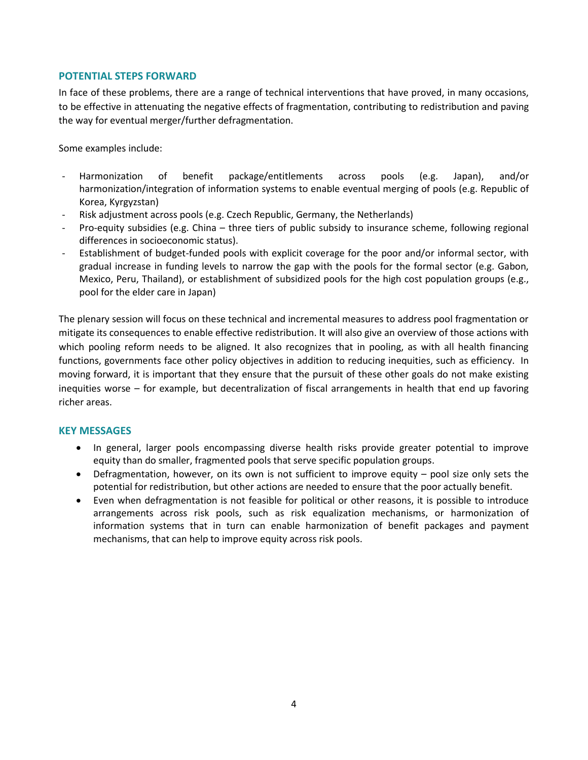## POTENTIAL STEPS FORWARD

In face of these problems, there are a range of technical interventions that have proved, in many occasions, to be effective in attenuating the negative effects of fragmentation, contributing to redistribution and paving the way for eventual merger/further defragmentation.

Some examples include:

- Harmonization of benefit package/entitlements across pools (e.g. Japan), and/or harmonization/integration of information systems to enable eventual merging of pools (e.g. Republic of Korea, Kyrgyzstan)
- Risk adjustment across pools (e.g. Czech Republic, Germany, the Netherlands)
- Pro-equity subsidies (e.g. China – three tiers of public subsidy to insurance scheme, following regional differences in socioeconomic status).
- Establishment of budget-funded pools with explicit coverage for the poor and/or informal sector, with gradual increase in funding levels to narrow the gap with the pools for the formal sector (e.g. Gabon, Mexico, Peru, Thailand), or establishment of subsidized pools for the high cost population groups (e.g., pool for the elder care in Japan)

The plenary session will focus on these technical and incremental measures to address pool fragmentation or mitigate its consequences to enable effective redistribution. It will also give an overview of those actions with which pooling reform needs to be aligned. It also recognizes that in pooling, as with all health financing functions, governments face other policy objectives in addition to reducing inequities, such as efficiency. In moving forward, it is important that they ensure that the pursuit of these other goals do not make existing inequities worse – for example, but decentralization of fiscal arrangements in health that end up favoring richer areas.

## KEY MESSAGES

- In general, larger pools encompassing diverse health risks provide greater potential to improve equity than do smaller, fragmented pools that serve specific population groups.
- Defragmentation, however, on its own is not sufficient to improve equity – pool size only sets the potential for redistribution, but other actions are needed to ensure that the poor actually benefit.
- Even when defragmentation is not feasible for political or other reasons, it is possible to introduce arrangements across risk pools, such as risk equalization mechanisms, or harmonization of information systems that in turn can enable harmonization of benefit packages and payment mechanisms, that can help to improve equity across risk pools.